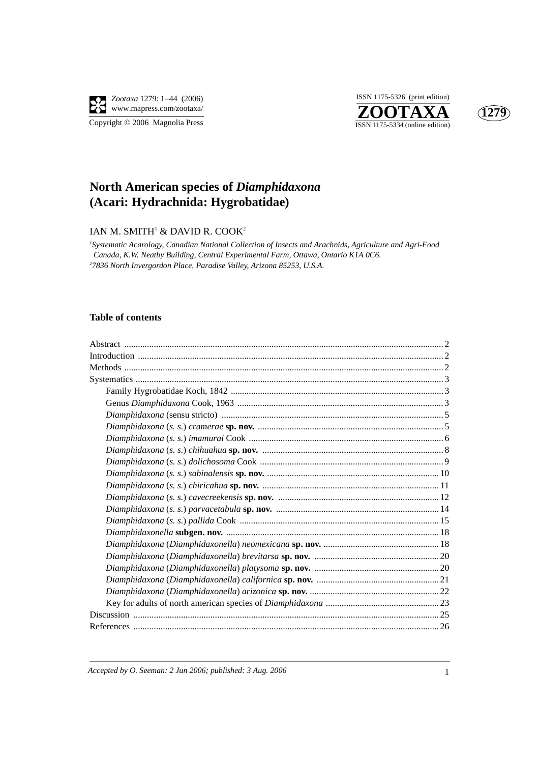# North American species of *Diamphidaxona* (Acari: Hydrachnida: Hygrobatidae)

IAN M. SMITH[1] & DAVID R. COOK[2]

[1]*Systematic Acarology, Canadian National Collection of Insects and Arachnids, Agriculture and Agri-Food Canada, K.W. Neatby Building, Central Experimental Farm, Ottawa, Ontario K1A 0C6.*
[2]*7836 North Invergordon Place, Paradise Valley, Arizona 85253, U.S.A.*

## Table of contents

Abstract ... 2
Introduction ... 2
Methods ... 2
Systematics ... 3
- Family Hygrobatidae Koch, 1842 ... 3
- Genus *Diamphidaxona* Cook, 1963 ... 3
- *Diamphidaxona* (sensu stricto) ... 5
- *Diamphidaxona* (*s. s.*) *cramerae* **sp. nov.** ... 5
- *Diamphidaxona* (*s. s.*) *imamurai* Cook ... 6
- *Diamphidaxona* (*s. s.*) *chihuahua* **sp. nov.** ... 8
- *Diamphidaxona* (*s. s.*) *dolichosoma* Cook ... 9
- *Diamphidaxona* (*s. s.*) *sabinalensis* **sp. nov.** ... 10
- *Diamphidaxona* (*s. s.*) *chiricahua* **sp. nov.** ... 11
- *Diamphidaxona* (*s. s.*) *cavecreekensis* **sp. nov.** ... 12
- *Diamphidaxona* (*s. s.*) *parvacetabula* **sp. nov.** ... 14
- *Diamphidaxona* (*s. s.*) *pallida* Cook ... 15
- *Diamphidaxonella* **subgen. nov.** ... 18
- *Diamphidaxona* (*Diamphidaxonella*) *neomexicana* **sp. nov.** ... 18
- *Diamphidaxona* (*Diamphidaxonella*) *brevitarsa* **sp. nov.** ... 20
- *Diamphidaxona* (*Diamphidaxonella*) *platysoma* **sp. nov.** ... 20
- *Diamphidaxona* (*Diamphidaxonella*) *californica* **sp. nov.** ... 21
- *Diamphidaxona* (*Diamphidaxonella*) *arizonica* **sp. nov.** ... 22
- Key for adults of north american species of *Diamphidaxona* ... 23

Discussion ... 25
References ... 26

*Accepted by O. Seeman: 2 Jun 2006; published: 3 Aug. 2006*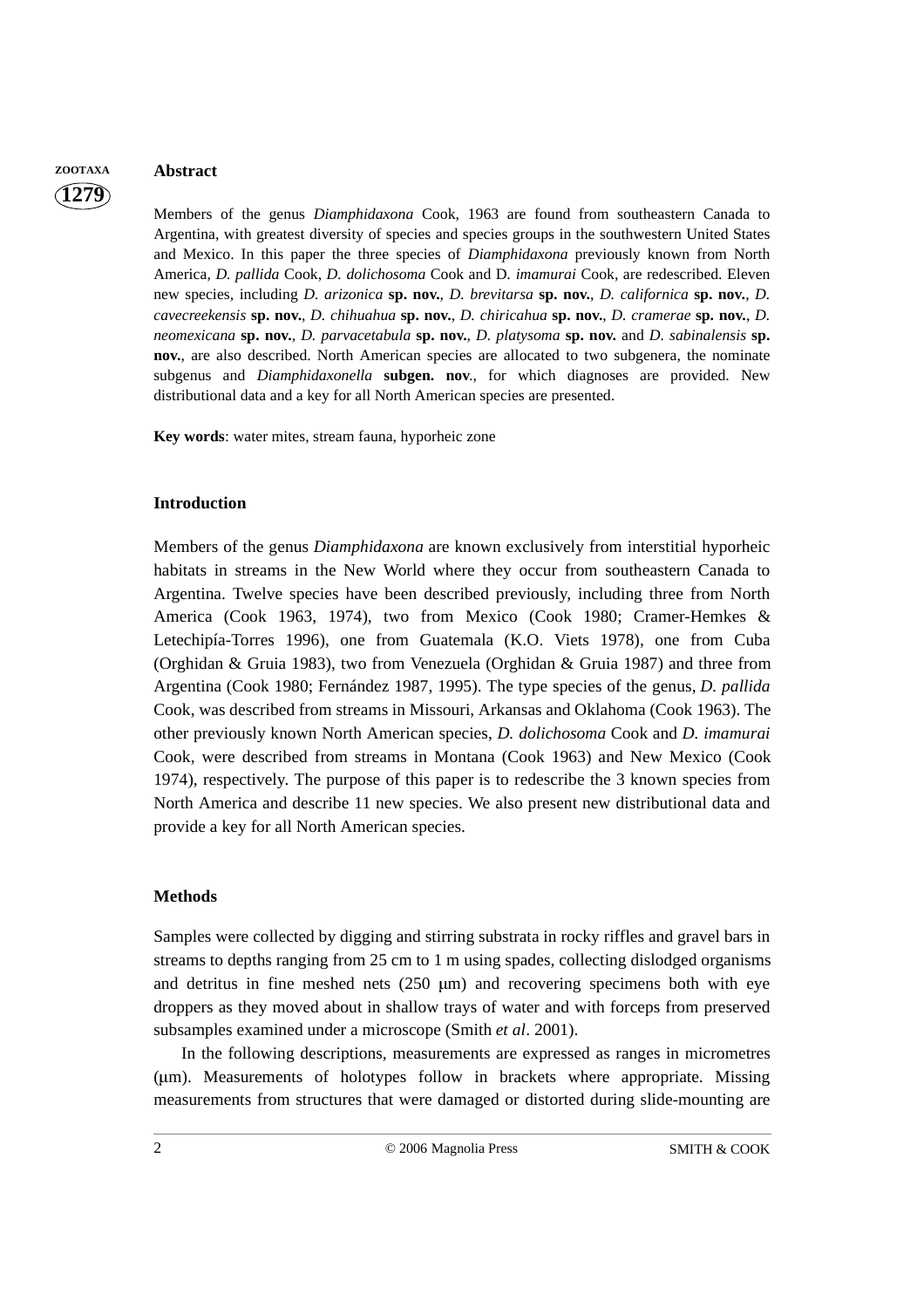## Abstract

Members of the genus *Diamphidaxona* Cook, 1963 are found from southeastern Canada to Argentina, with greatest diversity of species and species groups in the southwestern United States and Mexico. In this paper the three species of *Diamphidaxona* previously known from North America, *D. pallida* Cook, *D. dolichosoma* Cook and D. *imamurai* Cook, are redescribed. Eleven new species, including *D. arizonica* **sp. nov.**, *D. brevitarsa* **sp. nov.**, *D. californica* **sp. nov.**, *D. cavecreekensis* **sp. nov.**, *D. chihuahua* **sp. nov.**, *D. chiricahua* **sp. nov.**, *D. cramerae* **sp. nov.**, *D. neomexicana* **sp. nov.**, *D. parvacetabula* **sp. nov.**, *D. platysoma* **sp. nov.** and *D. sabinalensis* **sp. nov.**, are also described. North American species are allocated to two subgenera, the nominate subgenus and *Diamphidaxonella* **subgen. nov**., for which diagnoses are provided. New distributional data and a key for all North American species are presented.

**Key words**: water mites, stream fauna, hyporheic zone

## Introduction

Members of the genus *Diamphidaxona* are known exclusively from interstitial hyporheic habitats in streams in the New World where they occur from southeastern Canada to Argentina. Twelve species have been described previously, including three from North America (Cook 1963, 1974), two from Mexico (Cook 1980; Cramer-Hemkes & Letechipía-Torres 1996), one from Guatemala (K.O. Viets 1978), one from Cuba (Orghidan & Gruia 1983), two from Venezuela (Orghidan & Gruia 1987) and three from Argentina (Cook 1980; Fernández 1987, 1995). The type species of the genus, *D. pallida* Cook, was described from streams in Missouri, Arkansas and Oklahoma (Cook 1963). The other previously known North American species, *D. dolichosoma* Cook and *D. imamurai* Cook, were described from streams in Montana (Cook 1963) and New Mexico (Cook 1974), respectively. The purpose of this paper is to redescribe the 3 known species from North America and describe 11 new species. We also present new distributional data and provide a key for all North American species.

## Methods

Samples were collected by digging and stirring substrata in rocky riffles and gravel bars in streams to depths ranging from 25 cm to 1 m using spades, collecting dislodged organisms and detritus in fine meshed nets (250 μm) and recovering specimens both with eye droppers as they moved about in shallow trays of water and with forceps from preserved subsamples examined under a microscope (Smith *et al*. 2001).

In the following descriptions, measurements are expressed as ranges in micrometres (μm). Measurements of holotypes follow in brackets where appropriate. Missing measurements from structures that were damaged or distorted during slide-mounting are